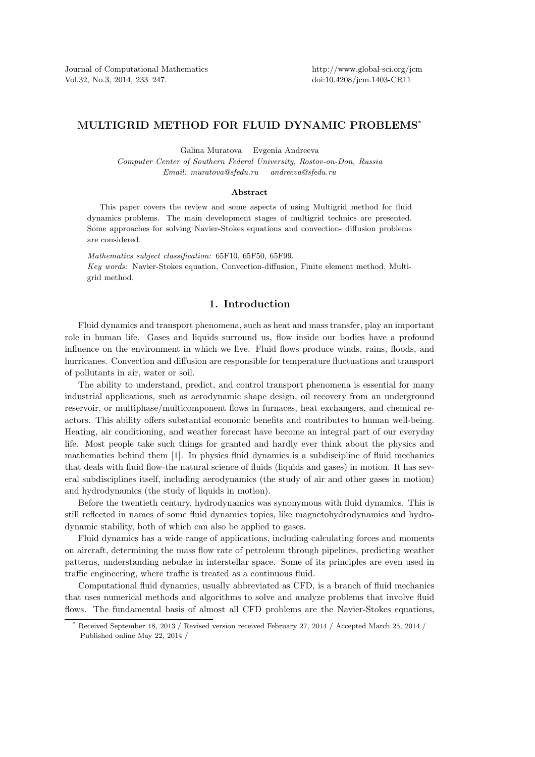# MULTIGRID METHOD FOR FLUID DYNAMIC PROBLEMS*

Galina Muratova Evgenia Andreeva

*Computer Center of Southern Federal University, Rostov-on-Don, Russia*
*Email: muratova@sfedu.ru andreeva@sfedu.ru*

### Abstract

This paper covers the review and some aspects of using Multigrid method for fluid dynamics problems. The main development stages of multigrid technics are presented. Some approaches for solving Navier-Stokes equations and convection- diffusion problems are considered.

*Mathematics subject classification:* 65F10, 65F50, 65F99.
*Key words:* Navier-Stokes equation, Convection-diffusion, Finite element method, Multigrid method.

## 1. Introduction

Fluid dynamics and transport phenomena, such as heat and mass transfer, play an important role in human life. Gases and liquids surround us, flow inside our bodies have a profound influence on the environment in which we live. Fluid flows produce winds, rains, floods, and hurricanes. Convection and diffusion are responsible for temperature fluctuations and transport of pollutants in air, water or soil.

The ability to understand, predict, and control transport phenomena is essential for many industrial applications, such as aerodynamic shape design, oil recovery from an underground reservoir, or multiphase/multicomponent flows in furnaces, heat exchangers, and chemical reactors. This ability offers substantial economic benefits and contributes to human well-being. Heating, air conditioning, and weather forecast have become an integral part of our everyday life. Most people take such things for granted and hardly ever think about the physics and mathematics behind them [1]. In physics fluid dynamics is a subdiscipline of fluid mechanics that deals with fluid flow-the natural science of fluids (liquids and gases) in motion. It has several subdisciplines itself, including aerodynamics (the study of air and other gases in motion) and hydrodynamics (the study of liquids in motion).

Before the twentieth century, hydrodynamics was synonymous with fluid dynamics. This is still reflected in names of some fluid dynamics topics, like magnetohydrodynamics and hydrodynamic stability, both of which can also be applied to gases.

Fluid dynamics has a wide range of applications, including calculating forces and moments on aircraft, determining the mass flow rate of petroleum through pipelines, predicting weather patterns, understanding nebulae in interstellar space. Some of its principles are even used in traffic engineering, where traffic is treated as a continuous fluid.

Computational fluid dynamics, usually abbreviated as CFD, is a branch of fluid mechanics that uses numerical methods and algorithms to solve and analyze problems that involve fluid flows. The fundamental basis of almost all CFD problems are the Navier-Stokes equations,

* Received September 18, 2013 / Revised version received February 27, 2014 / Accepted March 25, 2014 / Published online May 22, 2014 /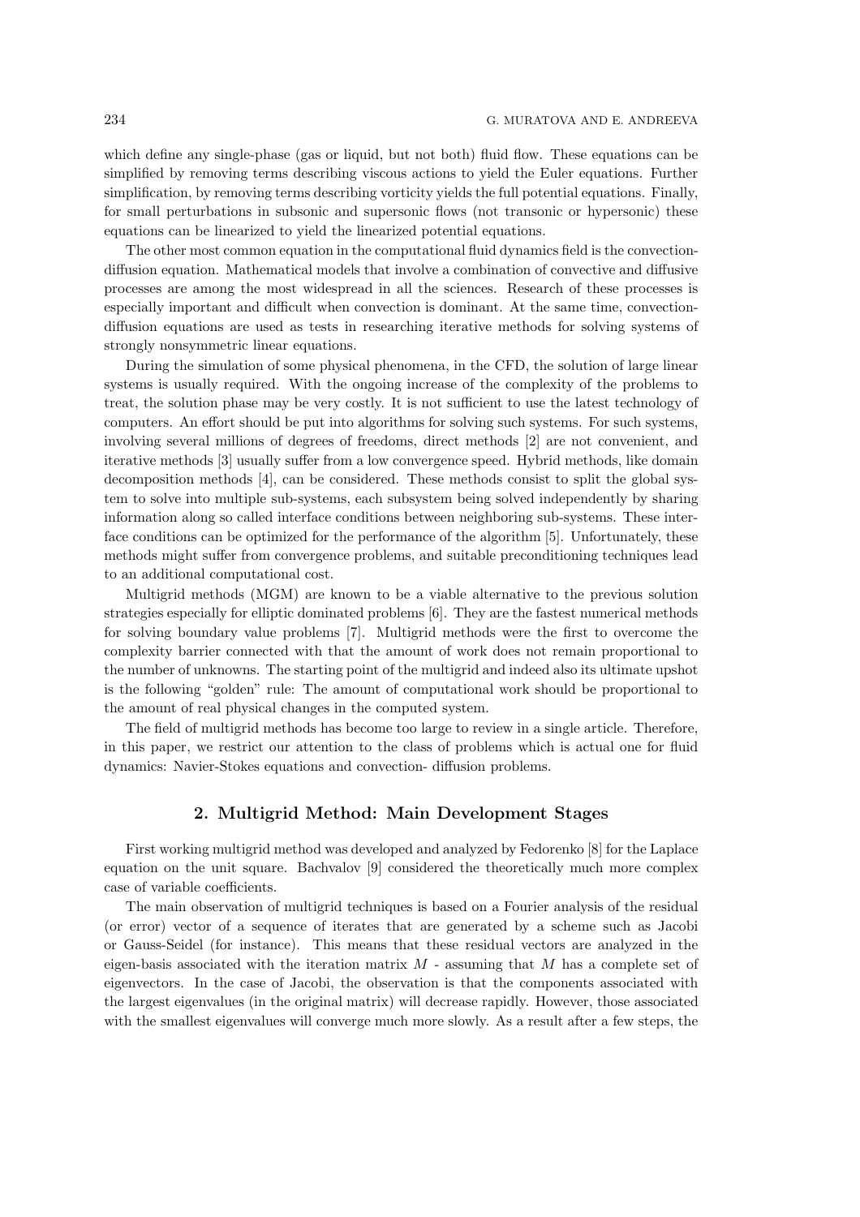which define any single-phase (gas or liquid, but not both) fluid flow. These equations can be simplified by removing terms describing viscous actions to yield the Euler equations. Further simplification, by removing terms describing vorticity yields the full potential equations. Finally, for small perturbations in subsonic and supersonic flows (not transonic or hypersonic) these equations can be linearized to yield the linearized potential equations.

The other most common equation in the computational fluid dynamics field is the convection-diffusion equation. Mathematical models that involve a combination of convective and diffusive processes are among the most widespread in all the sciences. Research of these processes is especially important and difficult when convection is dominant. At the same time, convection-diffusion equations are used as tests in researching iterative methods for solving systems of strongly nonsymmetric linear equations.

During the simulation of some physical phenomena, in the CFD, the solution of large linear systems is usually required. With the ongoing increase of the complexity of the problems to treat, the solution phase may be very costly. It is not sufficient to use the latest technology of computers. An effort should be put into algorithms for solving such systems. For such systems, involving several millions of degrees of freedoms, direct methods [2] are not convenient, and iterative methods [3] usually suffer from a low convergence speed. Hybrid methods, like domain decomposition methods [4], can be considered. These methods consist to split the global system to solve into multiple sub-systems, each subsystem being solved independently by sharing information along so called interface conditions between neighboring sub-systems. These interface conditions can be optimized for the performance of the algorithm [5]. Unfortunately, these methods might suffer from convergence problems, and suitable preconditioning techniques lead to an additional computational cost.

Multigrid methods (MGM) are known to be a viable alternative to the previous solution strategies especially for elliptic dominated problems [6]. They are the fastest numerical methods for solving boundary value problems [7]. Multigrid methods were the first to overcome the complexity barrier connected with that the amount of work does not remain proportional to the number of unknowns. The starting point of the multigrid and indeed also its ultimate upshot is the following "golden" rule: The amount of computational work should be proportional to the amount of real physical changes in the computed system.

The field of multigrid methods has become too large to review in a single article. Therefore, in this paper, we restrict our attention to the class of problems which is actual one for fluid dynamics: Navier-Stokes equations and convection- diffusion problems.

## 2. Multigrid Method: Main Development Stages

First working multigrid method was developed and analyzed by Fedorenko [8] for the Laplace equation on the unit square. Bachvalov [9] considered the theoretically much more complex case of variable coefficients.

The main observation of multigrid techniques is based on a Fourier analysis of the residual (or error) vector of a sequence of iterates that are generated by a scheme such as Jacobi or Gauss-Seidel (for instance). This means that these residual vectors are analyzed in the eigen-basis associated with the iteration matrix $M$ - assuming that $M$ has a complete set of eigenvectors. In the case of Jacobi, the observation is that the components associated with the largest eigenvalues (in the original matrix) will decrease rapidly. However, those associated with the smallest eigenvalues will converge much more slowly. As a result after a few steps, the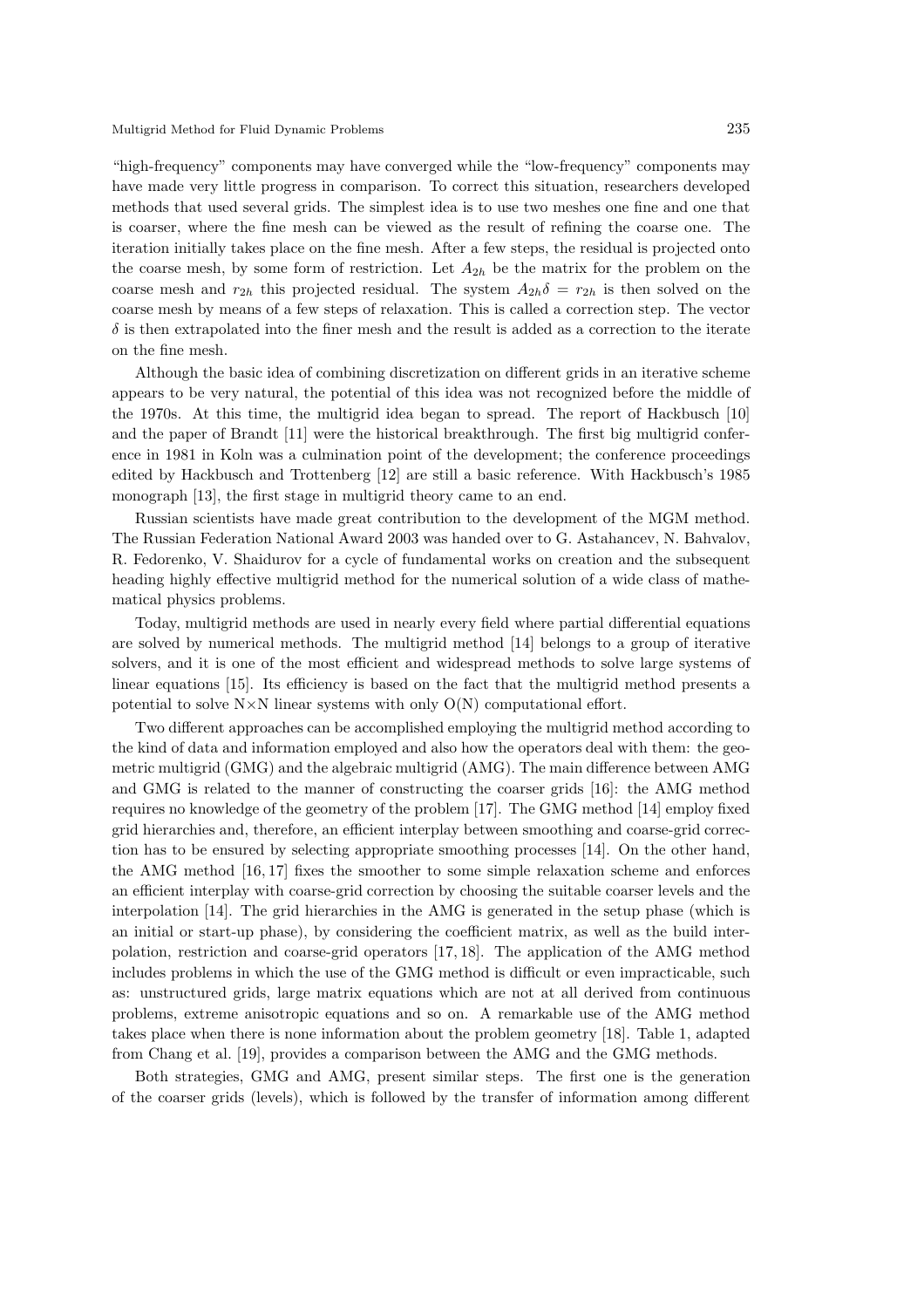"high-frequency" components may have converged while the "low-frequency" components may have made very little progress in comparison. To correct this situation, researchers developed methods that used several grids. The simplest idea is to use two meshes one fine and one that is coarser, where the fine mesh can be viewed as the result of refining the coarse one. The iteration initially takes place on the fine mesh. After a few steps, the residual is projected onto the coarse mesh, by some form of restriction. Let $A_{2h}$ be the matrix for the problem on the coarse mesh and $r_{2h}$ this projected residual. The system $A_{2h}\delta = r_{2h}$ is then solved on the coarse mesh by means of a few steps of relaxation. This is called a correction step. The vector $\delta$ is then extrapolated into the finer mesh and the result is added as a correction to the iterate on the fine mesh.

Although the basic idea of combining discretization on different grids in an iterative scheme appears to be very natural, the potential of this idea was not recognized before the middle of the 1970s. At this time, the multigrid idea began to spread. The report of Hackbusch [10] and the paper of Brandt [11] were the historical breakthrough. The first big multigrid conference in 1981 in Koln was a culmination point of the development; the conference proceedings edited by Hackbusch and Trottenberg [12] are still a basic reference. With Hackbusch's 1985 monograph [13], the first stage in multigrid theory came to an end.

Russian scientists have made great contribution to the development of the MGM method. The Russian Federation National Award 2003 was handed over to G. Astahancev, N. Bahvalov, R. Fedorenko, V. Shaidurov for a cycle of fundamental works on creation and the subsequent heading highly effective multigrid method for the numerical solution of a wide class of mathematical physics problems.

Today, multigrid methods are used in nearly every field where partial differential equations are solved by numerical methods. The multigrid method [14] belongs to a group of iterative solvers, and it is one of the most efficient and widespread methods to solve large systems of linear equations [15]. Its efficiency is based on the fact that the multigrid method presents a potential to solve N×N linear systems with only O(N) computational effort.

Two different approaches can be accomplished employing the multigrid method according to the kind of data and information employed and also how the operators deal with them: the geometric multigrid (GMG) and the algebraic multigrid (AMG). The main difference between AMG and GMG is related to the manner of constructing the coarser grids [16]: the AMG method requires no knowledge of the geometry of the problem [17]. The GMG method [14] employ fixed grid hierarchies and, therefore, an efficient interplay between smoothing and coarse-grid correction has to be ensured by selecting appropriate smoothing processes [14]. On the other hand, the AMG method [16, 17] fixes the smoother to some simple relaxation scheme and enforces an efficient interplay with coarse-grid correction by choosing the suitable coarser levels and the interpolation [14]. The grid hierarchies in the AMG is generated in the setup phase (which is an initial or start-up phase), by considering the coefficient matrix, as well as the build interpolation, restriction and coarse-grid operators [17, 18]. The application of the AMG method includes problems in which the use of the GMG method is difficult or even impracticable, such as: unstructured grids, large matrix equations which are not at all derived from continuous problems, extreme anisotropic equations and so on. A remarkable use of the AMG method takes place when there is none information about the problem geometry [18]. Table 1, adapted from Chang et al. [19], provides a comparison between the AMG and the GMG methods.

Both strategies, GMG and AMG, present similar steps. The first one is the generation of the coarser grids (levels), which is followed by the transfer of information among different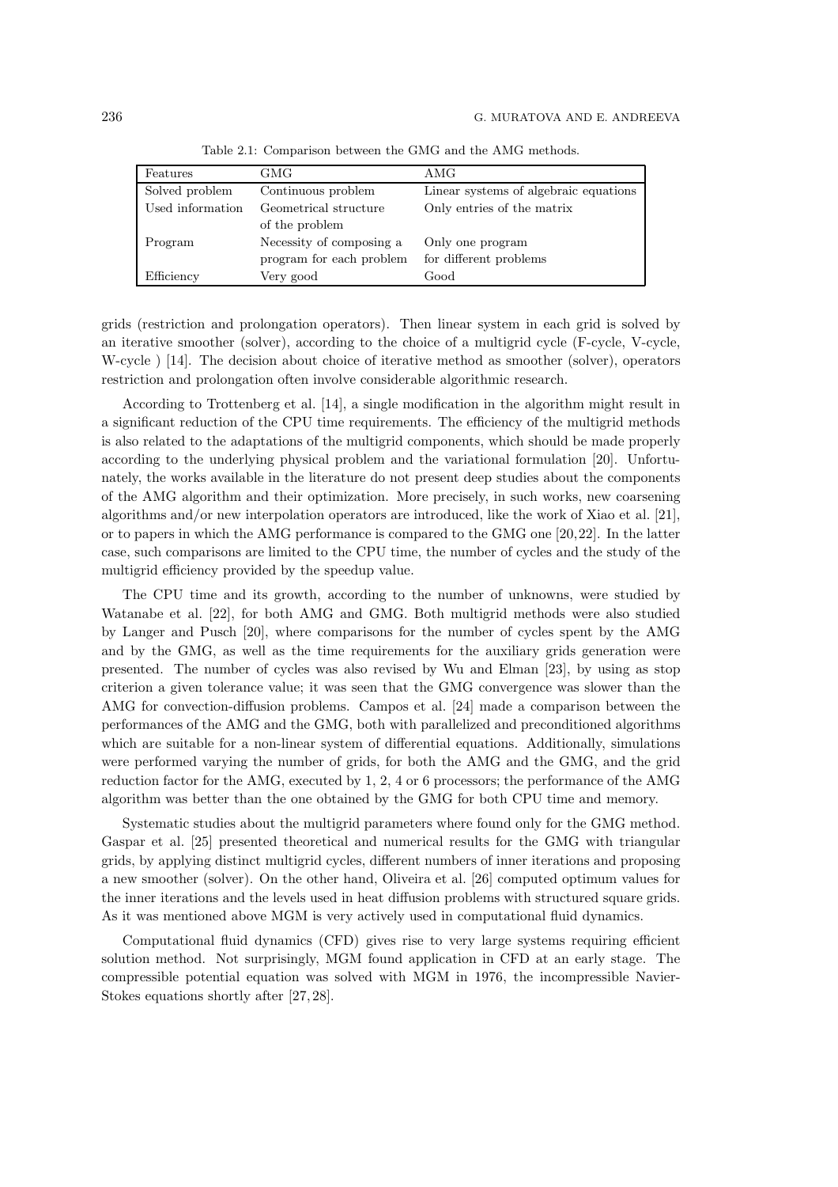Table 2.1: Comparison between the GMG and the AMG methods.

| Features | GMG | AMG |
|---|---|---|
| Solved problem | Continuous problem | Linear systems of algebraic equations |
| Used information | Geometrical structure of the problem | Only entries of the matrix |
| Program | Necessity of composing a program for each problem | Only one program for different problems |
| Efficiency | Very good | Good |

grids (restriction and prolongation operators). Then linear system in each grid is solved by an iterative smoother (solver), according to the choice of a multigrid cycle (F-cycle, V-cycle, W-cycle ) [14]. The decision about choice of iterative method as smoother (solver), operators restriction and prolongation often involve considerable algorithmic research.

According to Trottenberg et al. [14], a single modification in the algorithm might result in a significant reduction of the CPU time requirements. The efficiency of the multigrid methods is also related to the adaptations of the multigrid components, which should be made properly according to the underlying physical problem and the variational formulation [20]. Unfortunately, the works available in the literature do not present deep studies about the components of the AMG algorithm and their optimization. More precisely, in such works, new coarsening algorithms and/or new interpolation operators are introduced, like the work of Xiao et al. [21], or to papers in which the AMG performance is compared to the GMG one [20,22]. In the latter case, such comparisons are limited to the CPU time, the number of cycles and the study of the multigrid efficiency provided by the speedup value.

The CPU time and its growth, according to the number of unknowns, were studied by Watanabe et al. [22], for both AMG and GMG. Both multigrid methods were also studied by Langer and Pusch [20], where comparisons for the number of cycles spent by the AMG and by the GMG, as well as the time requirements for the auxiliary grids generation were presented. The number of cycles was also revised by Wu and Elman [23], by using as stop criterion a given tolerance value; it was seen that the GMG convergence was slower than the AMG for convection-diffusion problems. Campos et al. [24] made a comparison between the performances of the AMG and the GMG, both with parallelized and preconditioned algorithms which are suitable for a non-linear system of differential equations. Additionally, simulations were performed varying the number of grids, for both the AMG and the GMG, and the grid reduction factor for the AMG, executed by 1, 2, 4 or 6 processors; the performance of the AMG algorithm was better than the one obtained by the GMG for both CPU time and memory.

Systematic studies about the multigrid parameters where found only for the GMG method. Gaspar et al. [25] presented theoretical and numerical results for the GMG with triangular grids, by applying distinct multigrid cycles, different numbers of inner iterations and proposing a new smoother (solver). On the other hand, Oliveira et al. [26] computed optimum values for the inner iterations and the levels used in heat diffusion problems with structured square grids. As it was mentioned above MGM is very actively used in computational fluid dynamics.

Computational fluid dynamics (CFD) gives rise to very large systems requiring efficient solution method. Not surprisingly, MGM found application in CFD at an early stage. The compressible potential equation was solved with MGM in 1976, the incompressible Navier-Stokes equations shortly after [27, 28].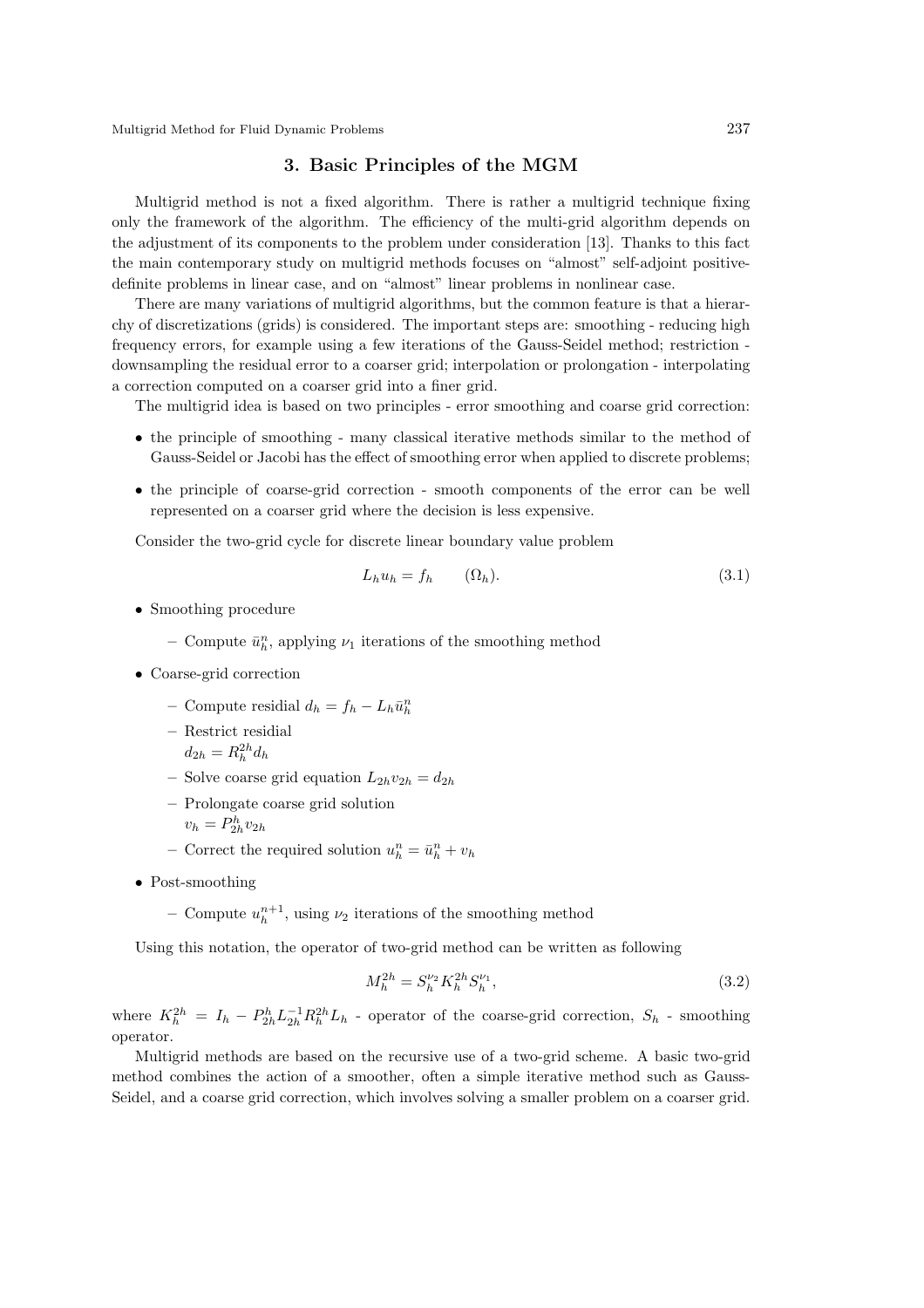## 3. Basic Principles of the MGM

Multigrid method is not a fixed algorithm. There is rather a multigrid technique fixing only the framework of the algorithm. The efficiency of the multi-grid algorithm depends on the adjustment of its components to the problem under consideration [13]. Thanks to this fact the main contemporary study on multigrid methods focuses on "almost" self-adjoint positive-definite problems in linear case, and on "almost" linear problems in nonlinear case.

There are many variations of multigrid algorithms, but the common feature is that a hierarchy of discretizations (grids) is considered. The important steps are: smoothing - reducing high frequency errors, for example using a few iterations of the Gauss-Seidel method; restriction - downsampling the residual error to a coarser grid; interpolation or prolongation - interpolating a correction computed on a coarser grid into a finer grid.

The multigrid idea is based on two principles - error smoothing and coarse grid correction:

- the principle of smoothing - many classical iterative methods similar to the method of Gauss-Seidel or Jacobi has the effect of smoothing error when applied to discrete problems;
- the principle of coarse-grid correction - smooth components of the error can be well represented on a coarser grid where the decision is less expensive.

Consider the two-grid cycle for discrete linear boundary value problem

$$L_h u_h = f_h \qquad (\Omega_h). \tag{3.1}$$

- Smoothing procedure
  - Compute $\bar{u}_h^n$, applying $\nu_1$ iterations of the smoothing method
- Coarse-grid correction
  - Compute residial $d_h = f_h - L_h \bar{u}_h^n$
  - Restrict residial
    $d_{2h} = R_h^{2h} d_h$
  - Solve coarse grid equation $L_{2h} v_{2h} = d_{2h}$
  - Prolongate coarse grid solution
    $v_h = P_{2h}^h v_{2h}$
  - Correct the required solution $u_h^n = \bar{u}_h^n + v_h$
- Post-smoothing
  - Compute $u_h^{n+1}$, using $\nu_2$ iterations of the smoothing method

Using this notation, the operator of two-grid method can be written as following

$$M_h^{2h} = S_h^{\nu_2} K_h^{2h} S_h^{\nu_1}, \tag{3.2}$$

where $K_h^{2h} = I_h - P_{2h}^h L_{2h}^{-1} R_h^{2h} L_h$ - operator of the coarse-grid correction, $S_h$ - smoothing operator.

Multigrid methods are based on the recursive use of a two-grid scheme. A basic two-grid method combines the action of a smoother, often a simple iterative method such as Gauss-Seidel, and a coarse grid correction, which involves solving a smaller problem on a coarser grid.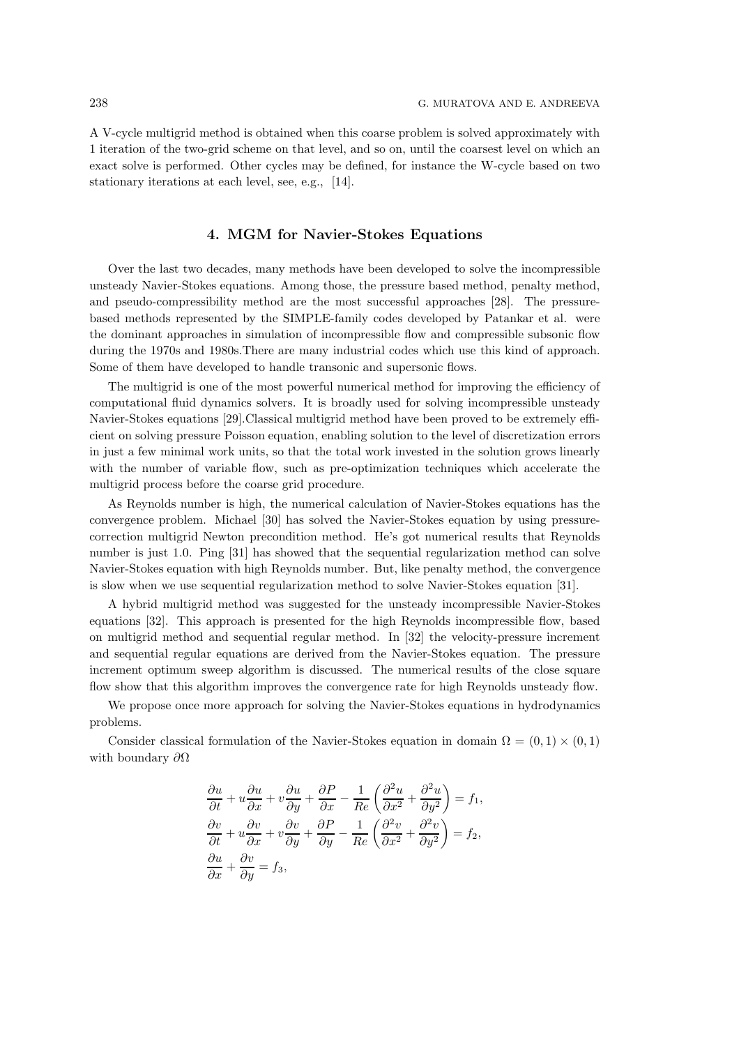A V-cycle multigrid method is obtained when this coarse problem is solved approximately with 1 iteration of the two-grid scheme on that level, and so on, until the coarsest level on which an exact solve is performed. Other cycles may be defined, for instance the W-cycle based on two stationary iterations at each level, see, e.g., [14].

## 4. MGM for Navier-Stokes Equations

Over the last two decades, many methods have been developed to solve the incompressible unsteady Navier-Stokes equations. Among those, the pressure based method, penalty method, and pseudo-compressibility method are the most successful approaches [28]. The pressure-based methods represented by the SIMPLE-family codes developed by Patankar et al. were the dominant approaches in simulation of incompressible flow and compressible subsonic flow during the 1970s and 1980s.There are many industrial codes which use this kind of approach. Some of them have developed to handle transonic and supersonic flows.

The multigrid is one of the most powerful numerical method for improving the efficiency of computational fluid dynamics solvers. It is broadly used for solving incompressible unsteady Navier-Stokes equations [29].Classical multigrid method have been proved to be extremely efficient on solving pressure Poisson equation, enabling solution to the level of discretization errors in just a few minimal work units, so that the total work invested in the solution grows linearly with the number of variable flow, such as pre-optimization techniques which accelerate the multigrid process before the coarse grid procedure.

As Reynolds number is high, the numerical calculation of Navier-Stokes equations has the convergence problem. Michael [30] has solved the Navier-Stokes equation by using pressure-correction multigrid Newton precondition method. He's got numerical results that Reynolds number is just 1.0. Ping [31] has showed that the sequential regularization method can solve Navier-Stokes equation with high Reynolds number. But, like penalty method, the convergence is slow when we use sequential regularization method to solve Navier-Stokes equation [31].

A hybrid multigrid method was suggested for the unsteady incompressible Navier-Stokes equations [32]. This approach is presented for the high Reynolds incompressible flow, based on multigrid method and sequential regular method. In [32] the velocity-pressure increment and sequential regular equations are derived from the Navier-Stokes equation. The pressure increment optimum sweep algorithm is discussed. The numerical results of the close square flow show that this algorithm improves the convergence rate for high Reynolds unsteady flow.

We propose once more approach for solving the Navier-Stokes equations in hydrodynamics problems.

Consider classical formulation of the Navier-Stokes equation in domain $\Omega = (0,1) \times (0,1)$ with boundary $\partial\Omega$

$$
\begin{aligned}
&\frac{\partial u}{\partial t} + u\frac{\partial u}{\partial x} + v\frac{\partial u}{\partial y} + \frac{\partial P}{\partial x} - \frac{1}{Re}\left(\frac{\partial^2 u}{\partial x^2} + \frac{\partial^2 u}{\partial y^2}\right) = f_1, \\
&\frac{\partial v}{\partial t} + u\frac{\partial v}{\partial x} + v\frac{\partial v}{\partial y} + \frac{\partial P}{\partial y} - \frac{1}{Re}\left(\frac{\partial^2 v}{\partial x^2} + \frac{\partial^2 v}{\partial y^2}\right) = f_2, \\
&\frac{\partial u}{\partial x} + \frac{\partial v}{\partial y} = f_3,
\end{aligned}
$$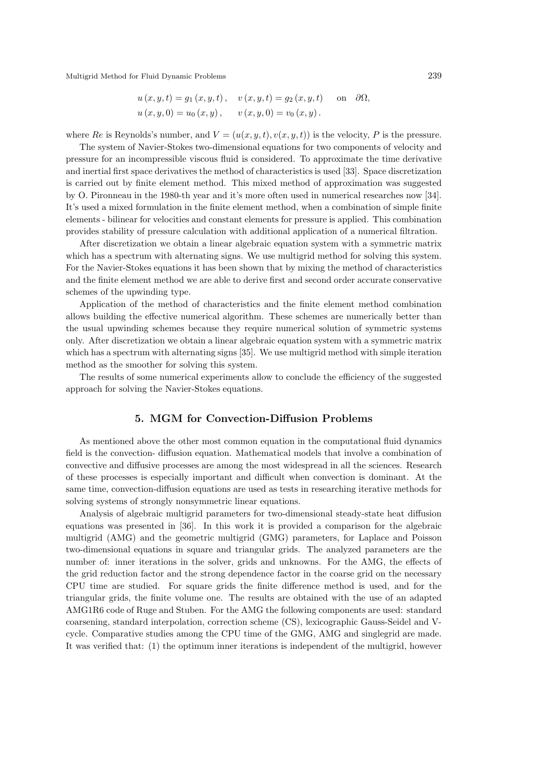$$u(x,y,t) = g_1(x,y,t), \quad v(x,y,t) = g_2(x,y,t) \quad \text{on} \quad \partial\Omega,$$
$$u(x,y,0) = u_0(x,y), \qquad v(x,y,0) = v_0(x,y).$$

where $Re$ is Reynolds's number, and $V = (u(x,y,t), v(x,y,t))$ is the velocity, $P$ is the pressure.

The system of Navier-Stokes two-dimensional equations for two components of velocity and pressure for an incompressible viscous fluid is considered. To approximate the time derivative and inertial first space derivatives the method of characteristics is used [33]. Space discretization is carried out by finite element method. This mixed method of approximation was suggested by O. Pironneau in the 1980-th year and it's more often used in numerical researches now [34]. It's used a mixed formulation in the finite element method, when a combination of simple finite elements - bilinear for velocities and constant elements for pressure is applied. This combination provides stability of pressure calculation with additional application of a numerical filtration.

After discretization we obtain a linear algebraic equation system with a symmetric matrix which has a spectrum with alternating signs. We use multigrid method for solving this system. For the Navier-Stokes equations it has been shown that by mixing the method of characteristics and the finite element method we are able to derive first and second order accurate conservative schemes of the upwinding type.

Application of the method of characteristics and the finite element method combination allows building the effective numerical algorithm. These schemes are numerically better than the usual upwinding schemes because they require numerical solution of symmetric systems only. After discretization we obtain a linear algebraic equation system with a symmetric matrix which has a spectrum with alternating signs [35]. We use multigrid method with simple iteration method as the smoother for solving this system.

The results of some numerical experiments allow to conclude the efficiency of the suggested approach for solving the Navier-Stokes equations.

## 5. MGM for Convection-Diffusion Problems

As mentioned above the other most common equation in the computational fluid dynamics field is the convection- diffusion equation. Mathematical models that involve a combination of convective and diffusive processes are among the most widespread in all the sciences. Research of these processes is especially important and difficult when convection is dominant. At the same time, convection-diffusion equations are used as tests in researching iterative methods for solving systems of strongly nonsymmetric linear equations.

Analysis of algebraic multigrid parameters for two-dimensional steady-state heat diffusion equations was presented in [36]. In this work it is provided a comparison for the algebraic multigrid (AMG) and the geometric multigrid (GMG) parameters, for Laplace and Poisson two-dimensional equations in square and triangular grids. The analyzed parameters are the number of: inner iterations in the solver, grids and unknowns. For the AMG, the effects of the grid reduction factor and the strong dependence factor in the coarse grid on the necessary CPU time are studied. For square grids the finite difference method is used, and for the triangular grids, the finite volume one. The results are obtained with the use of an adapted AMG1R6 code of Ruge and Stuben. For the AMG the following components are used: standard coarsening, standard interpolation, correction scheme (CS), lexicographic Gauss-Seidel and V-cycle. Comparative studies among the CPU time of the GMG, AMG and singlegrid are made. It was verified that: (1) the optimum inner iterations is independent of the multigrid, however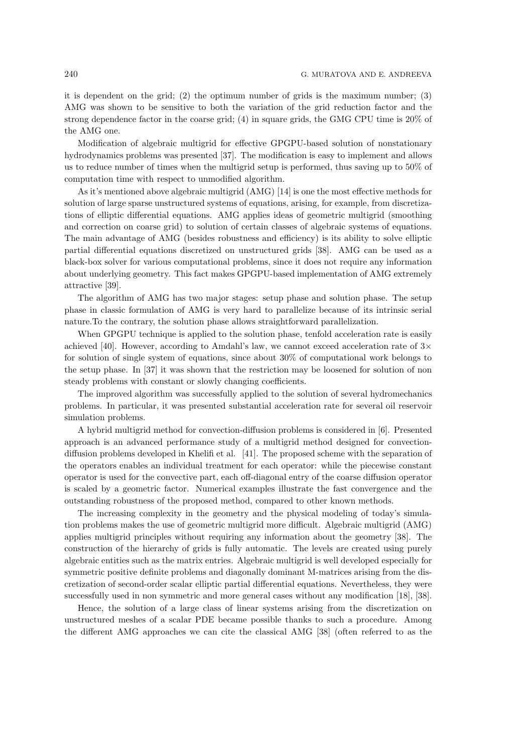it is dependent on the grid; (2) the optimum number of grids is the maximum number; (3) AMG was shown to be sensitive to both the variation of the grid reduction factor and the strong dependence factor in the coarse grid; (4) in square grids, the GMG CPU time is 20% of the AMG one.

Modification of algebraic multigrid for effective GPGPU-based solution of nonstationary hydrodynamics problems was presented [37]. The modification is easy to implement and allows us to reduce number of times when the multigrid setup is performed, thus saving up to 50% of computation time with respect to unmodified algorithm.

As it's mentioned above algebraic multigrid (AMG) [14] is one the most effective methods for solution of large sparse unstructured systems of equations, arising, for example, from discretizations of elliptic differential equations. AMG applies ideas of geometric multigrid (smoothing and correction on coarse grid) to solution of certain classes of algebraic systems of equations. The main advantage of AMG (besides robustness and efficiency) is its ability to solve elliptic partial differential equations discretized on unstructured grids [38]. AMG can be used as a black-box solver for various computational problems, since it does not require any information about underlying geometry. This fact makes GPGPU-based implementation of AMG extremely attractive [39].

The algorithm of AMG has two major stages: setup phase and solution phase. The setup phase in classic formulation of AMG is very hard to parallelize because of its intrinsic serial nature.To the contrary, the solution phase allows straightforward parallelization.

When GPGPU technique is applied to the solution phase, tenfold acceleration rate is easily achieved [40]. However, according to Amdahl's law, we cannot exceed acceleration rate of $3\times$ for solution of single system of equations, since about 30% of computational work belongs to the setup phase. In [37] it was shown that the restriction may be loosened for solution of non steady problems with constant or slowly changing coefficients.

The improved algorithm was successfully applied to the solution of several hydromechanics problems. In particular, it was presented substantial acceleration rate for several oil reservoir simulation problems.

A hybrid multigrid method for convection-diffusion problems is considered in [6]. Presented approach is an advanced performance study of a multigrid method designed for convection-diffusion problems developed in Khelifi et al. [41]. The proposed scheme with the separation of the operators enables an individual treatment for each operator: while the piecewise constant operator is used for the convective part, each off-diagonal entry of the coarse diffusion operator is scaled by a geometric factor. Numerical examples illustrate the fast convergence and the outstanding robustness of the proposed method, compared to other known methods.

The increasing complexity in the geometry and the physical modeling of today's simulation problems makes the use of geometric multigrid more difficult. Algebraic multigrid (AMG) applies multigrid principles without requiring any information about the geometry [38]. The construction of the hierarchy of grids is fully automatic. The levels are created using purely algebraic entities such as the matrix entries. Algebraic multigrid is well developed especially for symmetric positive definite problems and diagonally dominant M-matrices arising from the discretization of second-order scalar elliptic partial differential equations. Nevertheless, they were successfully used in non symmetric and more general cases without any modification [18], [38].

Hence, the solution of a large class of linear systems arising from the discretization on unstructured meshes of a scalar PDE became possible thanks to such a procedure. Among the different AMG approaches we can cite the classical AMG [38] (often referred to as the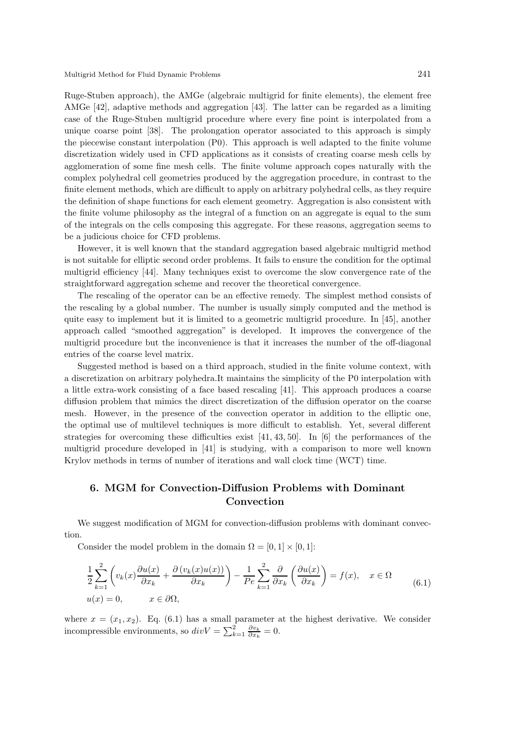Ruge-Stuben approach), the AMGe (algebraic multigrid for finite elements), the element free AMGe [42], adaptive methods and aggregation [43]. The latter can be regarded as a limiting case of the Ruge-Stuben multigrid procedure where every fine point is interpolated from a unique coarse point [38]. The prolongation operator associated to this approach is simply the piecewise constant interpolation (P0). This approach is well adapted to the finite volume discretization widely used in CFD applications as it consists of creating coarse mesh cells by agglomeration of some fine mesh cells. The finite volume approach copes naturally with the complex polyhedral cell geometries produced by the aggregation procedure, in contrast to the finite element methods, which are difficult to apply on arbitrary polyhedral cells, as they require the definition of shape functions for each element geometry. Aggregation is also consistent with the finite volume philosophy as the integral of a function on an aggregate is equal to the sum of the integrals on the cells composing this aggregate. For these reasons, aggregation seems to be a judicious choice for CFD problems.

However, it is well known that the standard aggregation based algebraic multigrid method is not suitable for elliptic second order problems. It fails to ensure the condition for the optimal multigrid efficiency [44]. Many techniques exist to overcome the slow convergence rate of the straightforward aggregation scheme and recover the theoretical convergence.

The rescaling of the operator can be an effective remedy. The simplest method consists of the rescaling by a global number. The number is usually simply computed and the method is quite easy to implement but it is limited to a geometric multigrid procedure. In [45], another approach called "smoothed aggregation" is developed. It improves the convergence of the multigrid procedure but the inconvenience is that it increases the number of the off-diagonal entries of the coarse level matrix.

Suggested method is based on a third approach, studied in the finite volume context, with a discretization on arbitrary polyhedra.It maintains the simplicity of the P0 interpolation with a little extra-work consisting of a face based rescaling [41]. This approach produces a coarse diffusion problem that mimics the direct discretization of the diffusion operator on the coarse mesh. However, in the presence of the convection operator in addition to the elliptic one, the optimal use of multilevel techniques is more difficult to establish. Yet, several different strategies for overcoming these difficulties exist [41, 43, 50]. In [6] the performances of the multigrid procedure developed in [41] is studying, with a comparison to more well known Krylov methods in terms of number of iterations and wall clock time (WCT) time.

## 6. MGM for Convection-Diffusion Problems with Dominant Convection

We suggest modification of MGM for convection-diffusion problems with dominant convection.

Consider the model problem in the domain $\Omega = [0,1] \times [0,1]$:

$$
\begin{aligned}
&\frac{1}{2}\sum_{k=1}^{2}\left(v_k(x)\frac{\partial u(x)}{\partial x_k} + \frac{\partial\left(v_k(x)u(x)\right)}{\partial x_k}\right) - \frac{1}{Pe}\sum_{k=1}^{2}\frac{\partial}{\partial x_k}\left(\frac{\partial u(x)}{\partial x_k}\right) = f(x), \quad x \in \Omega \\
&u(x) = 0, \qquad x \in \partial\Omega,
\end{aligned}
\tag{6.1}
$$

where $x = (x_1, x_2)$. Eq. (6.1) has a small parameter at the highest derivative. We consider incompressible environments, so $divV = \sum_{k=1}^{2}\frac{\partial v_k}{\partial x_k} = 0$.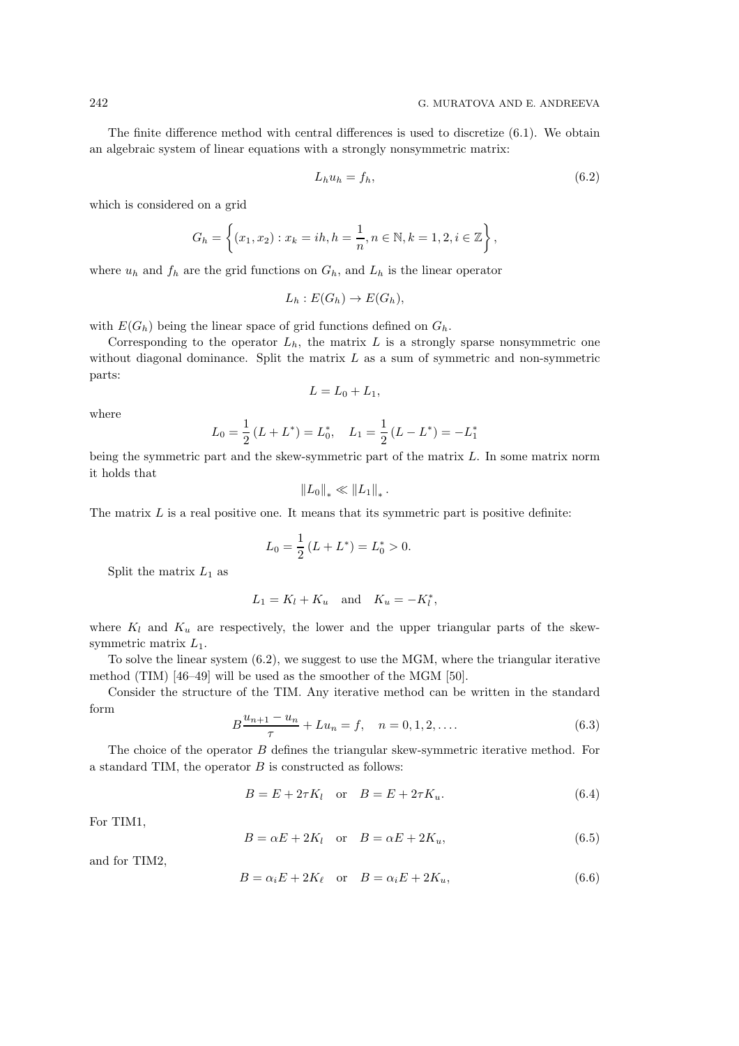The finite difference method with central differences is used to discretize (6.1). We obtain an algebraic system of linear equations with a strongly nonsymmetric matrix:

$$L_h u_h = f_h, \tag{6.2}$$

which is considered on a grid

$$G_h = \left\{ (x_1, x_2) : x_k = ih, h = \frac{1}{n}, n \in \mathbb{N}, k = 1, 2, i \in \mathbb{Z} \right\},$$

where $u_h$ and $f_h$ are the grid functions on $G_h$, and $L_h$ is the linear operator

$$L_h : E(G_h) \to E(G_h),$$

with $E(G_h)$ being the linear space of grid functions defined on $G_h$.

Corresponding to the operator $L_h$, the matrix $L$ is a strongly sparse nonsymmetric one without diagonal dominance. Split the matrix $L$ as a sum of symmetric and non-symmetric parts:

$$L = L_0 + L_1,$$

where

$$L_0 = \frac{1}{2}\left(L + L^*\right) = L_0^*, \quad L_1 = \frac{1}{2}\left(L - L^*\right) = -L_1^*$$

being the symmetric part and the skew-symmetric part of the matrix $L$. In some matrix norm it holds that

$$\left\| L_0 \right\|_* \ll \left\| L_1 \right\|_* .$$

The matrix $L$ is a real positive one. It means that its symmetric part is positive definite:

$$L_0 = \frac{1}{2}\left(L + L^*\right) = L_0^* > 0.$$

Split the matrix $L_1$ as

$$L_1 = K_l + K_u \quad \text{and} \quad K_u = -K_l^*,$$

where $K_l$ and $K_u$ are respectively, the lower and the upper triangular parts of the skew-symmetric matrix $L_1$.

To solve the linear system (6.2), we suggest to use the MGM, where the triangular iterative method (TIM) [46–49] will be used as the smoother of the MGM [50].

Consider the structure of the TIM. Any iterative method can be written in the standard form

$$B\frac{u_{n+1} - u_n}{\tau} + Lu_n = f, \quad n = 0, 1, 2, \ldots. \tag{6.3}$$

The choice of the operator $B$ defines the triangular skew-symmetric iterative method. For a standard TIM, the operator $B$ is constructed as follows:

$$B = E + 2\tau K_l \quad \text{or} \quad B = E + 2\tau K_u. \tag{6.4}$$

For TIM1,

$$B = \alpha E + 2K_l \quad \text{or} \quad B = \alpha E + 2K_u, \tag{6.5}$$

and for TIM2,

$$B = \alpha_i E + 2K_\ell \quad \text{or} \quad B = \alpha_i E + 2K_u, \tag{6.6}$$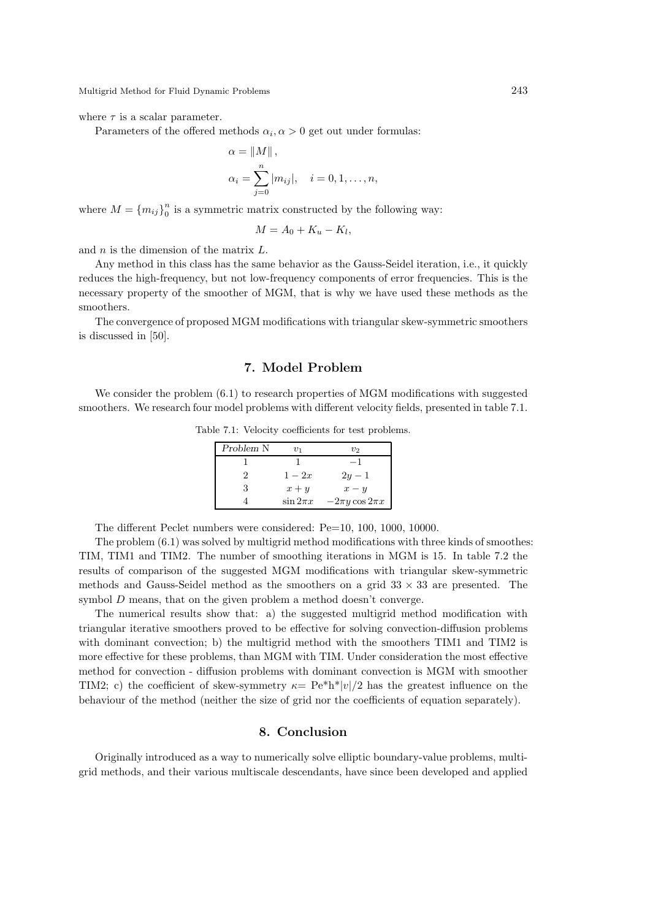where $\tau$ is a scalar parameter.

Parameters of the offered methods $\alpha_i, \alpha > 0$ get out under formulas:

$$\alpha = \|M\|,$$

$$\alpha_i = \sum_{j=0}^{n} |m_{ij}|, \quad i = 0, 1, \ldots, n,$$

where $M = \{m_{ij}\}_0^n$ is a symmetric matrix constructed by the following way:

$$M = A_0 + K_u - K_l,$$

and $n$ is the dimension of the matrix $L$.

Any method in this class has the same behavior as the Gauss-Seidel iteration, i.e., it quickly reduces the high-frequency, but not low-frequency components of error frequencies. This is the necessary property of the smoother of MGM, that is why we have used these methods as the smoothers.

The convergence of proposed MGM modifications with triangular skew-symmetric smoothers is discussed in [50].

## 7. Model Problem

We consider the problem (6.1) to research properties of MGM modifications with suggested smoothers. We research four model problems with different velocity fields, presented in table 7.1.

Table 7.1: Velocity coefficients for test problems.

| *Problem* N | $v_1$ | $v_2$ |
|---|---|---|
| 1 | 1 | $-1$ |
| 2 | $1-2x$ | $2y-1$ |
| 3 | $x+y$ | $x-y$ |
| 4 | $\sin 2\pi x$ | $-2\pi y \cos 2\pi x$ |

The different Peclet numbers were considered: Pe=10, 100, 1000, 10000.

The problem (6.1) was solved by multigrid method modifications with three kinds of smoothes: TIM, TIM1 and TIM2. The number of smoothing iterations in MGM is 15. In table 7.2 the results of comparison of the suggested MGM modifications with triangular skew-symmetric methods and Gauss-Seidel method as the smoothers on a grid $33 \times 33$ are presented. The symbol $D$ means, that on the given problem a method doesn't converge.

The numerical results show that: a) the suggested multigrid method modification with triangular iterative smoothers proved to be effective for solving convection-diffusion problems with dominant convection; b) the multigrid method with the smoothers TIM1 and TIM2 is more effective for these problems, than MGM with TIM. Under consideration the most effective method for convection - diffusion problems with dominant convection is MGM with smoother TIM2; c) the coefficient of skew-symmetry $\kappa$= Pe*h*$|v|/2$ has the greatest influence on the behaviour of the method (neither the size of grid nor the coefficients of equation separately).

## 8. Conclusion

Originally introduced as a way to numerically solve elliptic boundary-value problems, multigrid methods, and their various multiscale descendants, have since been developed and applied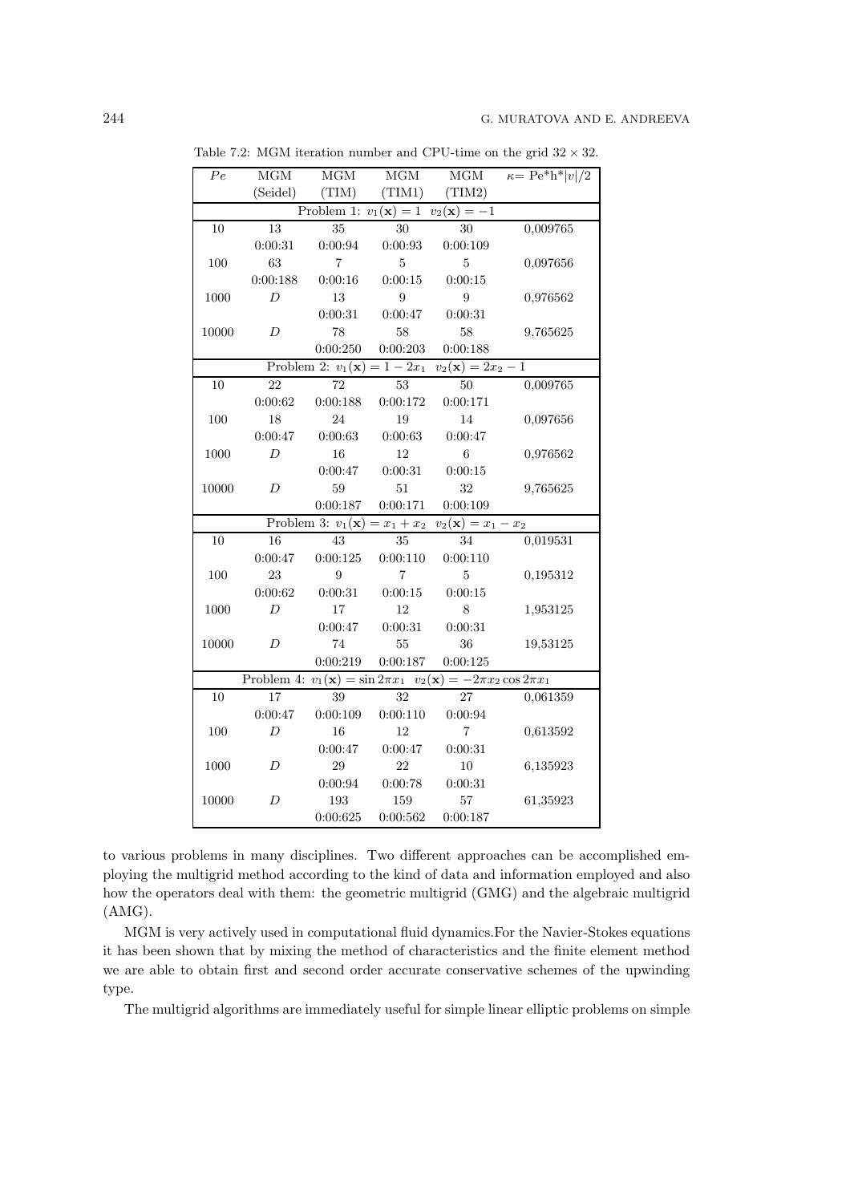Table 7.2: MGM iteration number and CPU-time on the grid $32 \times 32$.

| $Pe$ | MGM (Seidel) | MGM (TIM) | MGM (TIM1) | MGM (TIM2) | $\kappa$= Pe*h*$\|v\|$/2 |
|---|---|---|---|---|---|
| Problem 1: $v_1(\mathbf{x}) = 1 \quad v_2(\mathbf{x}) = -1$ | | | | | |
| 10 | 13 | 35 | 30 | 30 | 0,009765 |
| | 0:00:31 | 0:00:94 | 0:00:93 | 0:00:109 | |
| 100 | 63 | 7 | 5 | 5 | 0,097656 |
| | 0:00:188 | 0:00:16 | 0:00:15 | 0:00:15 | |
| 1000 | $D$ | 13 | 9 | 9 | 0,976562 |
| | | 0:00:31 | 0:00:47 | 0:00:31 | |
| 10000 | $D$ | 78 | 58 | 58 | 9,765625 |
| | | 0:00:250 | 0:00:203 | 0:00:188 | |
| Problem 2: $v_1(\mathbf{x}) = 1 - 2x_1 \quad v_2(\mathbf{x}) = 2x_2 - 1$ | | | | | |
| 10 | 22 | 72 | 53 | 50 | 0,009765 |
| | 0:00:62 | 0:00:188 | 0:00:172 | 0:00:171 | |
| 100 | 18 | 24 | 19 | 14 | 0,097656 |
| | 0:00:47 | 0:00:63 | 0:00:63 | 0:00:47 | |
| 1000 | $D$ | 16 | 12 | 6 | 0,976562 |
| | | 0:00:47 | 0:00:31 | 0:00:15 | |
| 10000 | $D$ | 59 | 51 | 32 | 9,765625 |
| | | 0:00:187 | 0:00:171 | 0:00:109 | |
| Problem 3: $v_1(\mathbf{x}) = x_1 + x_2 \quad v_2(\mathbf{x}) = x_1 - x_2$ | | | | | |
| 10 | 16 | 43 | 35 | 34 | 0,019531 |
| | 0:00:47 | 0:00:125 | 0:00:110 | 0:00:110 | |
| 100 | 23 | 9 | 7 | 5 | 0,195312 |
| | 0:00:62 | 0:00:31 | 0:00:15 | 0:00:15 | |
| 1000 | $D$ | 17 | 12 | 8 | 1,953125 |
| | | 0:00:47 | 0:00:31 | 0:00:31 | |
| 10000 | $D$ | 74 | 55 | 36 | 19,53125 |
| | | 0:00:219 | 0:00:187 | 0:00:125 | |
| Problem 4: $v_1(\mathbf{x}) = \sin 2\pi x_1 \quad v_2(\mathbf{x}) = -2\pi x_2 \cos 2\pi x_1$ | | | | | |
| 10 | 17 | 39 | 32 | 27 | 0,061359 |
| | 0:00:47 | 0:00:109 | 0:00:110 | 0:00:94 | |
| 100 | $D$ | 16 | 12 | 7 | 0,613592 |
| | | 0:00:47 | 0:00:47 | 0:00:31 | |
| 1000 | $D$ | 29 | 22 | 10 | 6,135923 |
| | | 0:00:94 | 0:00:78 | 0:00:31 | |
| 10000 | $D$ | 193 | 159 | 57 | 61,35923 |
| | | 0:00:625 | 0:00:562 | 0:00:187 | |

to various problems in many disciplines. Two different approaches can be accomplished employing the multigrid method according to the kind of data and information employed and also how the operators deal with them: the geometric multigrid (GMG) and the algebraic multigrid (AMG).

MGM is very actively used in computational fluid dynamics.For the Navier-Stokes equations it has been shown that by mixing the method of characteristics and the finite element method we are able to obtain first and second order accurate conservative schemes of the upwinding type.

The multigrid algorithms are immediately useful for simple linear elliptic problems on simple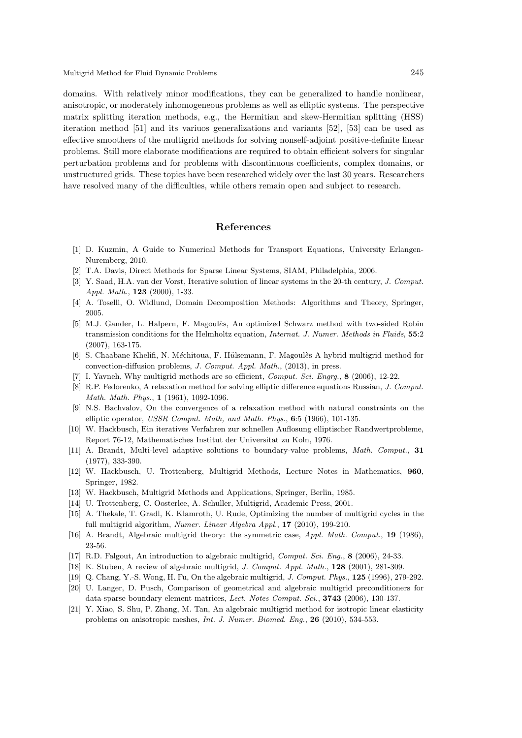domains. With relatively minor modifications, they can be generalized to handle nonlinear, anisotropic, or moderately inhomogeneous problems as well as elliptic systems. The perspective matrix splitting iteration methods, e.g., the Hermitian and skew-Hermitian splitting (HSS) iteration method [51] and its variuos generalizations and variants [52], [53] can be used as effective smoothers of the multigrid methods for solving nonself-adjoint positive-definite linear problems. Still more elaborate modifications are required to obtain efficient solvers for singular perturbation problems and for problems with discontinuous coefficients, complex domains, or unstructured grids. These topics have been researched widely over the last 30 years. Researchers have resolved many of the difficulties, while others remain open and subject to research.

## References

[1] D. Kuzmin, A Guide to Numerical Methods for Transport Equations, University Erlangen-Nuremberg, 2010.

[2] T.A. Davis, Direct Methods for Sparse Linear Systems, SIAM, Philadelphia, 2006.

[3] Y. Saad, H.A. van der Vorst, Iterative solution of linear systems in the 20-th century, *J. Comput. Appl. Math.*, **123** (2000), 1-33.

[4] A. Toselli, O. Widlund, Domain Decomposition Methods: Algorithms and Theory, Springer, 2005.

[5] M.J. Gander, L. Halpern, F. Magoulès, An optimized Schwarz method with two-sided Robin transmission conditions for the Helmholtz equation, *Internat. J. Numer. Methods in Fluids*, **55**:2 (2007), 163-175.

[6] S. Chaabane Khelifi, N. Méchitoua, F. Hülsemann, F. Magoulès A hybrid multigrid method for convection-diffusion problems, *J. Comput. Appl. Math.*, (2013), in press.

[7] I. Yavneh, Why multigrid methods are so efficient, *Comput. Sci. Engrg.*, **8** (2006), 12-22.

[8] R.P. Fedorenko, A relaxation method for solving elliptic difference equations Russian, *J. Comput. Math. Math. Phys.*, **1** (1961), 1092-1096.

[9] N.S. Bachvalov, On the convergence of a relaxation method with natural constraints on the elliptic operator, *USSR Comput. Math, and Math. Phys.*, **6**:5 (1966), 101-135.

[10] W. Hackbusch, Ein iteratives Verfahren zur schnellen Auflosung elliptischer Randwertprobleme, Report 76-12, Mathematisches Institut der Universitat zu Koln, 1976.

[11] A. Brandt, Multi-level adaptive solutions to boundary-value problems, *Math. Comput.*, **31** (1977), 333-390.

[12] W. Hackbusch, U. Trottenberg, Multigrid Methods, Lecture Notes in Mathematics, **960**, Springer, 1982.

[13] W. Hackbusch, Multigrid Methods and Applications, Springer, Berlin, 1985.

[14] U. Trottenberg, C. Oosterlee, A. Schuller, Multigrid, Academic Press, 2001.

[15] A. Thekale, T. Gradl, K. Klamroth, U. Rude, Optimizing the number of multigrid cycles in the full multigrid algorithm, *Numer. Linear Algebra Appl.*, **17** (2010), 199-210.

[16] A. Brandt, Algebraic multigrid theory: the symmetric case, *Appl. Math. Comput.*, **19** (1986), 23-56.

[17] R.D. Falgout, An introduction to algebraic multigrid, *Comput. Sci. Eng.*, **8** (2006), 24-33.

[18] K. Stuben, A review of algebraic multigrid, *J. Comput. Appl. Math.*, **128** (2001), 281-309.

[19] Q. Chang, Y.-S. Wong, H. Fu, On the algebraic multigrid, *J. Comput. Phys.*, **125** (1996), 279-292.

[20] U. Langer, D. Pusch, Comparison of geometrical and algebraic multigrid preconditioners for data-sparse boundary element matrices, *Lect. Notes Comput. Sci.*, **3743** (2006), 130-137.

[21] Y. Xiao, S. Shu, P. Zhang, M. Tan, An algebraic multigrid method for isotropic linear elasticity problems on anisotropic meshes, *Int. J. Numer. Biomed. Eng.*, **26** (2010), 534-553.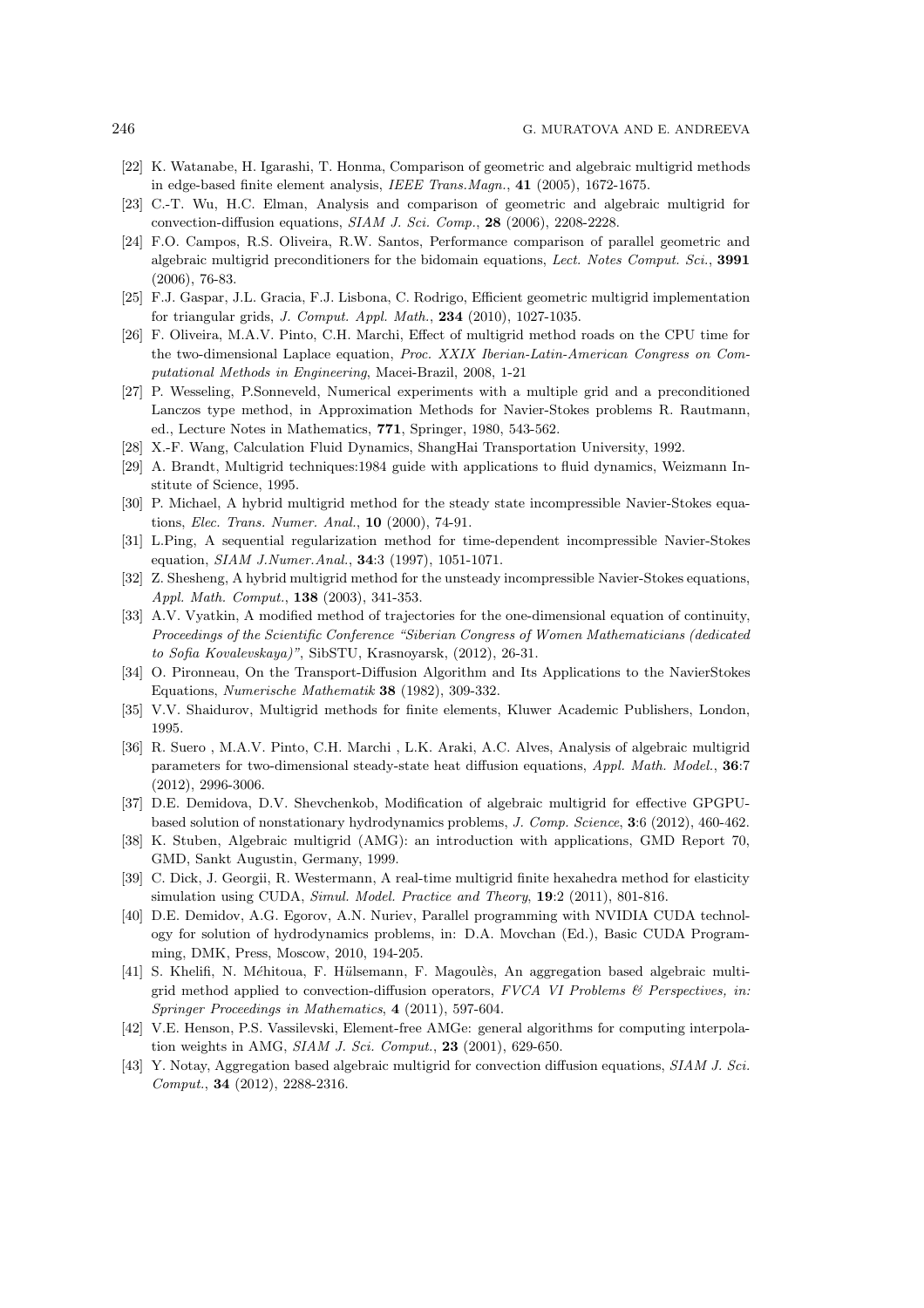[22] K. Watanabe, H. Igarashi, T. Honma, Comparison of geometric and algebraic multigrid methods in edge-based finite element analysis, *IEEE Trans.Magn.*, **41** (2005), 1672-1675.

[23] C.-T. Wu, H.C. Elman, Analysis and comparison of geometric and algebraic multigrid for convection-diffusion equations, *SIAM J. Sci. Comp.*, **28** (2006), 2208-2228.

[24] F.O. Campos, R.S. Oliveira, R.W. Santos, Performance comparison of parallel geometric and algebraic multigrid preconditioners for the bidomain equations, *Lect. Notes Comput. Sci.*, **3991** (2006), 76-83.

[25] F.J. Gaspar, J.L. Gracia, F.J. Lisbona, C. Rodrigo, Efficient geometric multigrid implementation for triangular grids, *J. Comput. Appl. Math.*, **234** (2010), 1027-1035.

[26] F. Oliveira, M.A.V. Pinto, C.H. Marchi, Effect of multigrid method roads on the CPU time for the two-dimensional Laplace equation, *Proc. XXIX Iberian-Latin-American Congress on Computational Methods in Engineering*, Macei-Brazil, 2008, 1-21

[27] P. Wesseling, P.Sonneveld, Numerical experiments with a multiple grid and a preconditioned Lanczos type method, in Approximation Methods for Navier-Stokes problems R. Rautmann, ed., Lecture Notes in Mathematics, **771**, Springer, 1980, 543-562.

[28] X.-F. Wang, Calculation Fluid Dynamics, ShangHai Transportation University, 1992.

[29] A. Brandt, Multigrid techniques:1984 guide with applications to fluid dynamics, Weizmann Institute of Science, 1995.

[30] P. Michael, A hybrid multigrid method for the steady state incompressible Navier-Stokes equations, *Elec. Trans. Numer. Anal.*, **10** (2000), 74-91.

[31] L.Ping, A sequential regularization method for time-dependent incompressible Navier-Stokes equation, *SIAM J.Numer.Anal.*, **34**:3 (1997), 1051-1071.

[32] Z. Shesheng, A hybrid multigrid method for the unsteady incompressible Navier-Stokes equations, *Appl. Math. Comput.*, **138** (2003), 341-353.

[33] A.V. Vyatkin, A modified method of trajectories for the one-dimensional equation of continuity, *Proceedings of the Scientific Conference "Siberian Congress of Women Mathematicians (dedicated to Sofia Kovalevskaya)"*, SibSTU, Krasnoyarsk, (2012), 26-31.

[34] O. Pironneau, On the Transport-Diffusion Algorithm and Its Applications to the NavierStokes Equations, *Numerische Mathematik* **38** (1982), 309-332.

[35] V.V. Shaidurov, Multigrid methods for finite elements, Kluwer Academic Publishers, London, 1995.

[36] R. Suero , M.A.V. Pinto, C.H. Marchi , L.K. Araki, A.C. Alves, Analysis of algebraic multigrid parameters for two-dimensional steady-state heat diffusion equations, *Appl. Math. Model.*, **36**:7 (2012), 2996-3006.

[37] D.E. Demidova, D.V. Shevchenkob, Modification of algebraic multigrid for effective GPGPU-based solution of nonstationary hydrodynamics problems, *J. Comp. Science*, **3**:6 (2012), 460-462.

[38] K. Stuben, Algebraic multigrid (AMG): an introduction with applications, GMD Report 70, GMD, Sankt Augustin, Germany, 1999.

[39] C. Dick, J. Georgii, R. Westermann, A real-time multigrid finite hexahedra method for elasticity simulation using CUDA, *Simul. Model. Practice and Theory*, **19**:2 (2011), 801-816.

[40] D.E. Demidov, A.G. Egorov, A.N. Nuriev, Parallel programming with NVIDIA CUDA technology for solution of hydrodynamics problems, in: D.A. Movchan (Ed.), Basic CUDA Programming, DMK, Press, Moscow, 2010, 194-205.

[41] S. Khelifi, N. Méhitoua, F. Hülsemann, F. Magoulès, An aggregation based algebraic multigrid method applied to convection-diffusion operators, *FVCA VI Problems & Perspectives, in: Springer Proceedings in Mathematics*, **4** (2011), 597-604.

[42] V.E. Henson, P.S. Vassilevski, Element-free AMGe: general algorithms for computing interpolation weights in AMG, *SIAM J. Sci. Comput.*, **23** (2001), 629-650.

[43] Y. Notay, Aggregation based algebraic multigrid for convection diffusion equations, *SIAM J. Sci. Comput.*, **34** (2012), 2288-2316.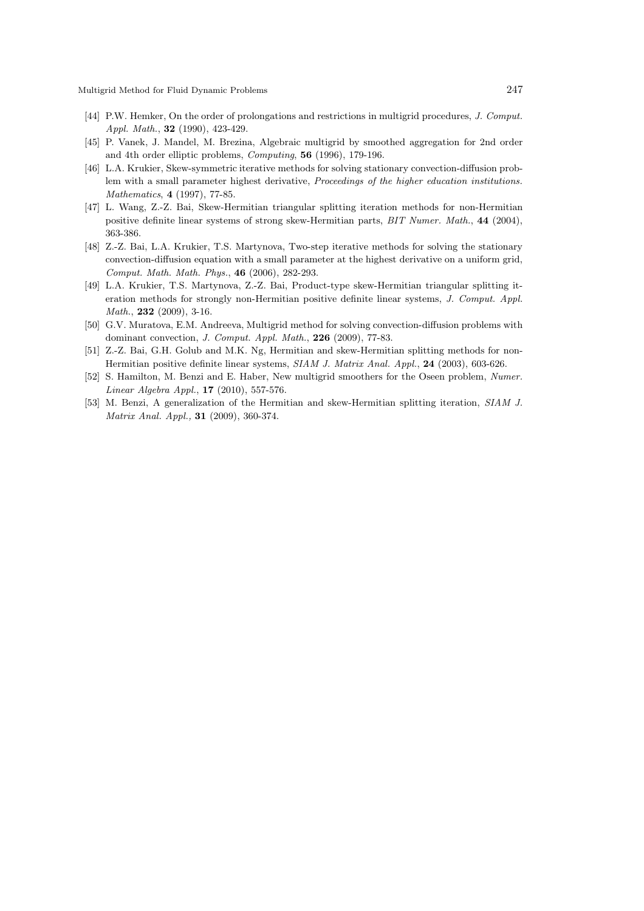[44] P.W. Hemker, On the order of prolongations and restrictions in multigrid procedures, *J. Comput. Appl. Math.*, **32** (1990), 423-429.

[45] P. Vanek, J. Mandel, M. Brezina, Algebraic multigrid by smoothed aggregation for 2nd order and 4th order elliptic problems, *Computing*, **56** (1996), 179-196.

[46] L.A. Krukier, Skew-symmetric iterative methods for solving stationary convection-diffusion problem with a small parameter highest derivative, *Proceedings of the higher education institutions. Mathematics*, **4** (1997), 77-85.

[47] L. Wang, Z.-Z. Bai, Skew-Hermitian triangular splitting iteration methods for non-Hermitian positive definite linear systems of strong skew-Hermitian parts, *BIT Numer. Math.*, **44** (2004), 363-386.

[48] Z.-Z. Bai, L.A. Krukier, T.S. Martynova, Two-step iterative methods for solving the stationary convection-diffusion equation with a small parameter at the highest derivative on a uniform grid, *Comput. Math. Math. Phys.*, **46** (2006), 282-293.

[49] L.A. Krukier, T.S. Martynova, Z.-Z. Bai, Product-type skew-Hermitian triangular splitting iteration methods for strongly non-Hermitian positive definite linear systems, *J. Comput. Appl. Math.*, **232** (2009), 3-16.

[50] G.V. Muratova, E.M. Andreeva, Multigrid method for solving convection-diffusion problems with dominant convection, *J. Comput. Appl. Math.*, **226** (2009), 77-83.

[51] Z.-Z. Bai, G.H. Golub and M.K. Ng, Hermitian and skew-Hermitian splitting methods for non-Hermitian positive definite linear systems, *SIAM J. Matrix Anal. Appl.*, **24** (2003), 603-626.

[52] S. Hamilton, M. Benzi and E. Haber, New multigrid smoothers for the Oseen problem, *Numer. Linear Algebra Appl.*, **17** (2010), 557-576.

[53] M. Benzi, A generalization of the Hermitian and skew-Hermitian splitting iteration, *SIAM J. Matrix Anal. Appl.,* **31** (2009), 360-374.